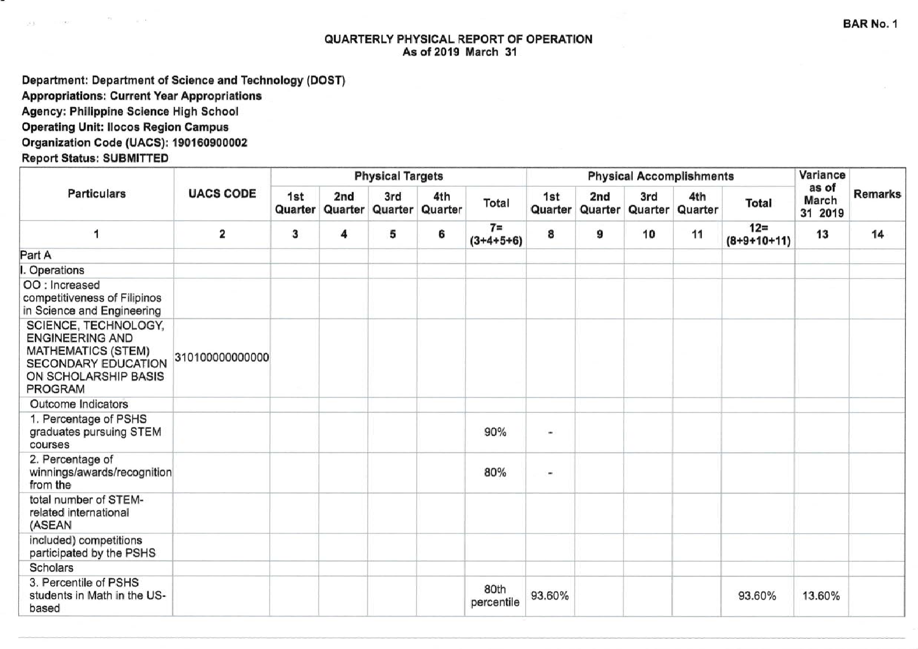BAR No. 1

# QUARTERLY PHYSICAL REPORT OF OPERATION
As of 2019 March 31

**Department: Department of Science and Technology (DOST)**
**Appropriations: Current Year Appropriations**
**Agency: Philippine Science High School**
**Operating Unit: Ilocos Region Campus**
**Organization Code (UACS): 190160900002**
**Report Status: SUBMITTED**

| Particulars | UACS CODE | Physical Targets | | | | | Physical Accomplishments | | | | | Variance as of March 31 2019 | Remarks |
|---|---|---|---|---|---|---|---|---|---|---|---|---|---|
| | | 1st Quarter | 2nd Quarter | 3rd Quarter | 4th Quarter | Total | 1st Quarter | 2nd Quarter | 3rd Quarter | 4th Quarter | Total | | |
| 1 | 2 | 3 | 4 | 5 | 6 | 7= (3+4+5+6) | 8 | 9 | 10 | 11 | 12= (8+9+10+11) | 13 | 14 |
| Part A | | | | | | | | | | | | | |
| I. Operations | | | | | | | | | | | | | |
| OO : Increased competitiveness of Filipinos in Science and Engineering | | | | | | | | | | | | | |
| SCIENCE, TECHNOLOGY, ENGINEERING AND MATHEMATICS (STEM) SECONDARY EDUCATION ON SCHOLARSHIP BASIS PROGRAM | 310100000000000 | | | | | | | | | | | | |
| Outcome Indicators | | | | | | | | | | | | | |
| 1. Percentage of PSHS graduates pursuing STEM courses | | | | | | 90% | - | | | | | | |
| 2. Percentage of winnings/awards/recognition from the | | | | | | 80% | - | | | | | | |
| total number of STEM-related international (ASEAN | | | | | | | | | | | | | |
| included) competitions participated by the PSHS | | | | | | | | | | | | | |
| Scholars | | | | | | | | | | | | | |
| 3. Percentile of PSHS students in Math in the US-based | | | | | | 80th percentile | 93.60% | | | | 93.60% | 13.60% | |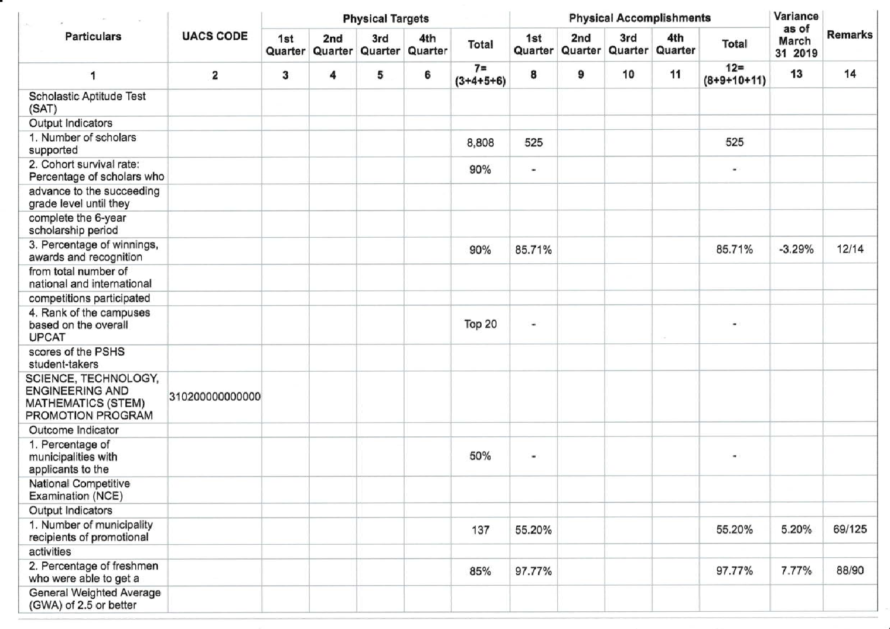| Particulars | UACS CODE | Physical Targets | | | | | Physical Accomplishments | | | | | Variance as of March 31 2019 | Remarks |
|---|---|---|---|---|---|---|---|---|---|---|---|---|---|
| | | 1st Quarter | 2nd Quarter | 3rd Quarter | 4th Quarter | Total | 1st Quarter | 2nd Quarter | 3rd Quarter | 4th Quarter | Total | | |
| 1 | 2 | 3 | 4 | 5 | 6 | 7= (3+4+5+6) | 8 | 9 | 10 | 11 | 12= (8+9+10+11) | 13 | 14 |
| Scholastic Aptitude Test (SAT) | | | | | | | | | | | | | |
| Output Indicators | | | | | | | | | | | | | |
| 1. Number of scholars supported | | | | | | 8,808 | 525 | | | | 525 | | |
| 2. Cohort survival rate: Percentage of scholars who | | | | | | 90% | - | | | | - | | |
| advance to the succeeding grade level until they | | | | | | | | | | | | | |
| complete the 6-year scholarship period | | | | | | | | | | | | | |
| 3. Percentage of winnings, awards and recognition | | | | | | 90% | 85.71% | | | | 85.71% | -3.29% | 12/14 |
| from total number of national and international | | | | | | | | | | | | | |
| competitions participated | | | | | | | | | | | | | |
| 4. Rank of the campuses based on the overall UPCAT | | | | | | Top 20 | - | | | | - | | |
| scores of the PSHS student-takers | | | | | | | | | | | | | |
| SCIENCE, TECHNOLOGY, ENGINEERING AND MATHEMATICS (STEM) PROMOTION PROGRAM | 310200000000000 | | | | | | | | | | | | |
| Outcome Indicator | | | | | | | | | | | | | |
| 1. Percentage of municipalities with applicants to the | | | | | | 50% | - | | | | - | | |
| National Competitive Examination (NCE) | | | | | | | | | | | | | |
| Output Indicators | | | | | | | | | | | | | |
| 1. Number of municipality recipients of promotional | | | | | | 137 | 55.20% | | | | 55.20% | 5.20% | 69/125 |
| activities | | | | | | | | | | | | | |
| 2. Percentage of freshmen who were able to get a | | | | | | 85% | 97.77% | | | | 97.77% | 7.77% | 88/90 |
| General Weighted Average (GWA) of 2.5 or better | | | | | | | | | | | | | |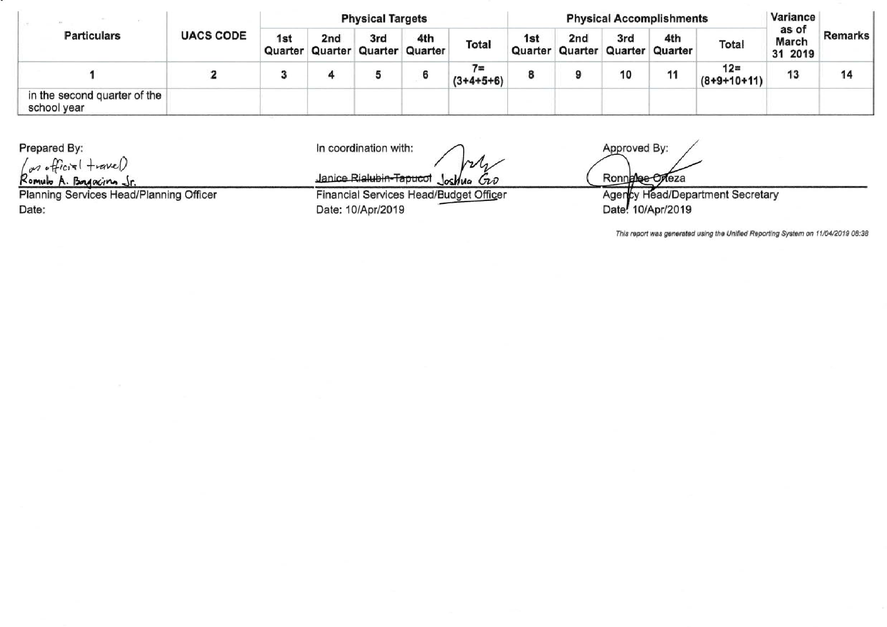| Particulars | UACS CODE | Physical Targets | | | | | Physical Accomplishments | | | | | Variance as of March 31 2019 | Remarks |
|---|---|---|---|---|---|---|---|---|---|---|---|---|---|
| | | 1st Quarter | 2nd Quarter | 3rd Quarter | 4th Quarter | Total | 1st Quarter | 2nd Quarter | 3rd Quarter | 4th Quarter | Total | | |
| 1 | 2 | 3 | 4 | 5 | 6 | 7= (3+4+5+6) | 8 | 9 | 10 | 11 | 12= (8+9+10+11) | 13 | 14 |
| in the second quarter of the school year | | | | | | | | | | | | | |

Prepared By:
(on official travel)
Romulo A. Bayacina Jr.
Planning Services Head/Planning Officer
Date:

In coordination with:
~~Janice Rialubin-Tapucot~~ Joshua Gro
Financial Services Head/Budget Officer
Date: 10/Apr/2019

Approved By:
Ronnalee Orteza
Agency Head/Department Secretary
Date: 10/Apr/2019

*This report was generated using the Unified Reporting System on 11/04/2019 08:38*